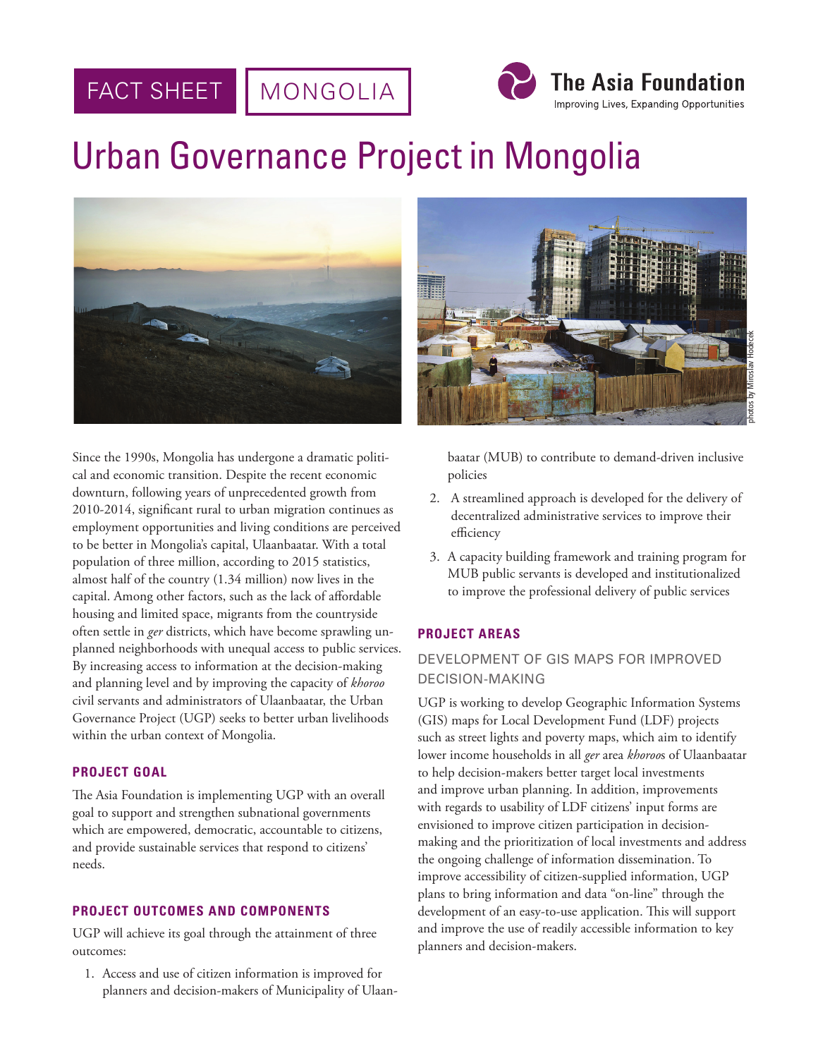FACT SHEET | MONGOLIA

The Asia Foundation
Improving Lives, Expanding Opportunities

# Urban Governance Project in Mongolia

photos by Miroslav Hodecek

Since the 1990s, Mongolia has undergone a dramatic political and economic transition. Despite the recent economic downturn, following years of unprecedented growth from 2010-2014, significant rural to urban migration continues as employment opportunities and living conditions are perceived to be better in Mongolia's capital, Ulaanbaatar. With a total population of three million, according to 2015 statistics, almost half of the country (1.34 million) now lives in the capital. Among other factors, such as the lack of affordable housing and limited space, migrants from the countryside often settle in *ger* districts, which have become sprawling unplanned neighborhoods with unequal access to public services. By increasing access to information at the decision-making and planning level and by improving the capacity of *khoroo* civil servants and administrators of Ulaanbaatar, the Urban Governance Project (UGP) seeks to better urban livelihoods within the urban context of Mongolia.

## PROJECT GOAL

The Asia Foundation is implementing UGP with an overall goal to support and strengthen subnational governments which are empowered, democratic, accountable to citizens, and provide sustainable services that respond to citizens' needs.

## PROJECT OUTCOMES AND COMPONENTS

UGP will achieve its goal through the attainment of three outcomes:

1. Access and use of citizen information is improved for planners and decision-makers of Municipality of Ulaanbaatar (MUB) to contribute to demand-driven inclusive policies
2. A streamlined approach is developed for the delivery of decentralized administrative services to improve their efficiency
3. A capacity building framework and training program for MUB public servants is developed and institutionalized to improve the professional delivery of public services

## PROJECT AREAS

### DEVELOPMENT OF GIS MAPS FOR IMPROVED DECISION-MAKING

UGP is working to develop Geographic Information Systems (GIS) maps for Local Development Fund (LDF) projects such as street lights and poverty maps, which aim to identify lower income households in all *ger* area *khoroo*s of Ulaanbaatar to help decision-makers better target local investments and improve urban planning. In addition, improvements with regards to usability of LDF citizens' input forms are envisioned to improve citizen participation in decision-making and the prioritization of local investments and address the ongoing challenge of information dissemination. To improve accessibility of citizen-supplied information, UGP plans to bring information and data "on-line" through the development of an easy-to-use application. This will support and improve the use of readily accessible information to key planners and decision-makers.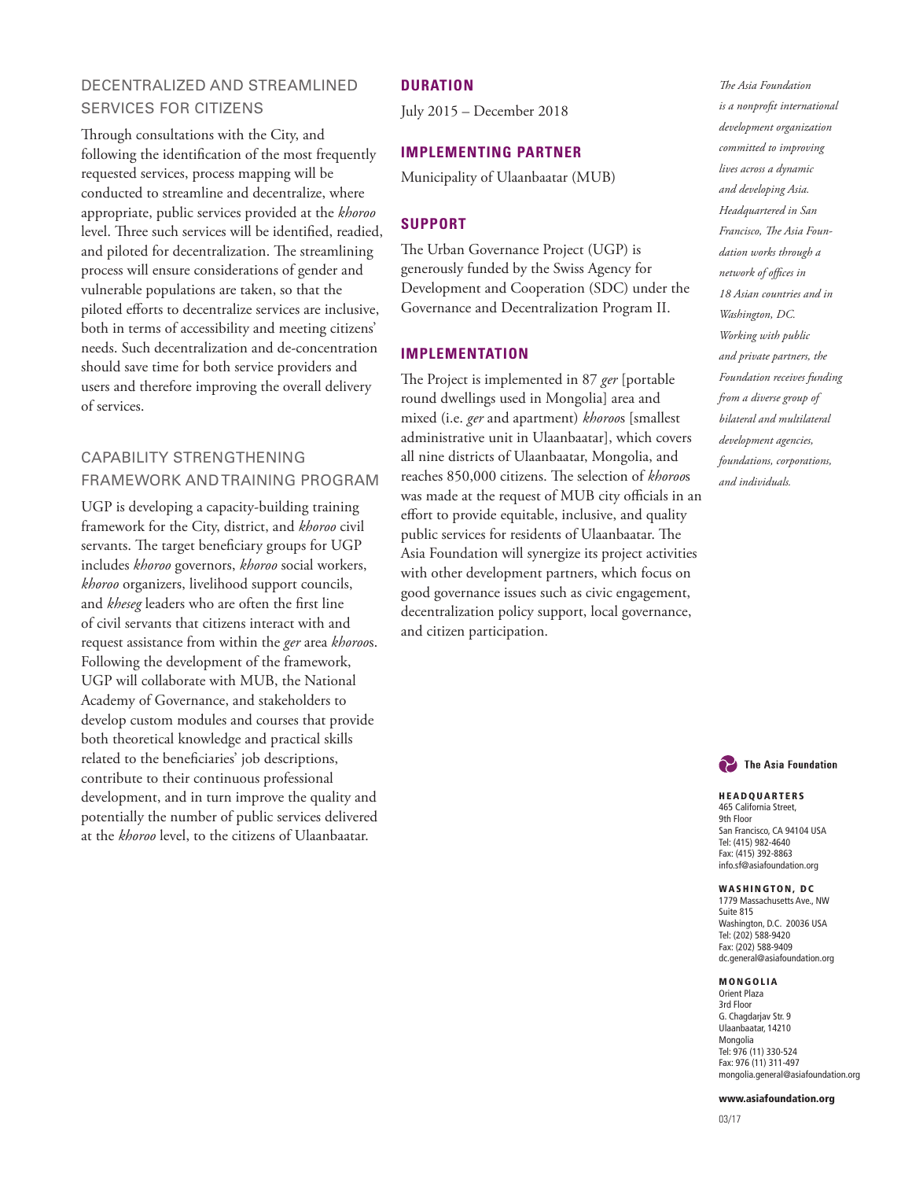## DECENTRALIZED AND STREAMLINED SERVICES FOR CITIZENS

Through consultations with the City, and following the identification of the most frequently requested services, process mapping will be conducted to streamline and decentralize, where appropriate, public services provided at the *khoroo* level. Three such services will be identified, readied, and piloted for decentralization. The streamlining process will ensure considerations of gender and vulnerable populations are taken, so that the piloted efforts to decentralize services are inclusive, both in terms of accessibility and meeting citizens' needs. Such decentralization and de-concentration should save time for both service providers and users and therefore improving the overall delivery of services.

## CAPABILITY STRENGTHENING FRAMEWORK AND TRAINING PROGRAM

UGP is developing a capacity-building training framework for the City, district, and *khoroo* civil servants. The target beneficiary groups for UGP includes *khoroo* governors, *khoroo* social workers, *khoroo* organizers, livelihood support councils, and *kheseg* leaders who are often the first line of civil servants that citizens interact with and request assistance from within the *ger* area *khoroo*s. Following the development of the framework, UGP will collaborate with MUB, the National Academy of Governance, and stakeholders to develop custom modules and courses that provide both theoretical knowledge and practical skills related to the beneficiaries' job descriptions, contribute to their continuous professional development, and in turn improve the quality and potentially the number of public services delivered at the *khoroo* level, to the citizens of Ulaanbaatar.

## DURATION

July 2015 – December 2018

## IMPLEMENTING PARTNER

Municipality of Ulaanbaatar (MUB)

## SUPPORT

The Urban Governance Project (UGP) is generously funded by the Swiss Agency for Development and Cooperation (SDC) under the Governance and Decentralization Program II.

## IMPLEMENTATION

The Project is implemented in 87 *ger* [portable round dwellings used in Mongolia] area and mixed (i.e. *ger* and apartment) *khoroo*s [smallest administrative unit in Ulaanbaatar], which covers all nine districts of Ulaanbaatar, Mongolia, and reaches 850,000 citizens. The selection of *khoroo*s was made at the request of MUB city officials in an effort to provide equitable, inclusive, and quality public services for residents of Ulaanbaatar. The Asia Foundation will synergize its project activities with other development partners, which focus on good governance issues such as civic engagement, decentralization policy support, local governance, and citizen participation.

*The Asia Foundation is a nonprofit international development organization committed to improving lives across a dynamic and developing Asia. Headquartered in San Francisco, The Asia Foundation works through a network of offices in 18 Asian countries and in Washington, DC. Working with public and private partners, the Foundation receives funding from a diverse group of bilateral and multilateral development agencies, foundations, corporations, and individuals.*

**The Asia Foundation**

**HEADQUARTERS**
465 California Street,
9th Floor
San Francisco, CA 94104 USA
Tel: (415) 982-4640
Fax: (415) 392-8863
info.sf@asiafoundation.org

**WASHINGTON, DC**
1779 Massachusetts Ave., NW
Suite 815
Washington, D.C. 20036 USA
Tel: (202) 588-9420
Fax: (202) 588-9409
dc.general@asiafoundation.org

**MONGOLIA**
Orient Plaza
3rd Floor
G. Chagdarjav Str. 9
Ulaanbaatar, 14210
Mongolia
Tel: 976 (11) 330-524
Fax: 976 (11) 311-497
mongolia.general@asiafoundation.org

**www.asiafoundation.org**

03/17